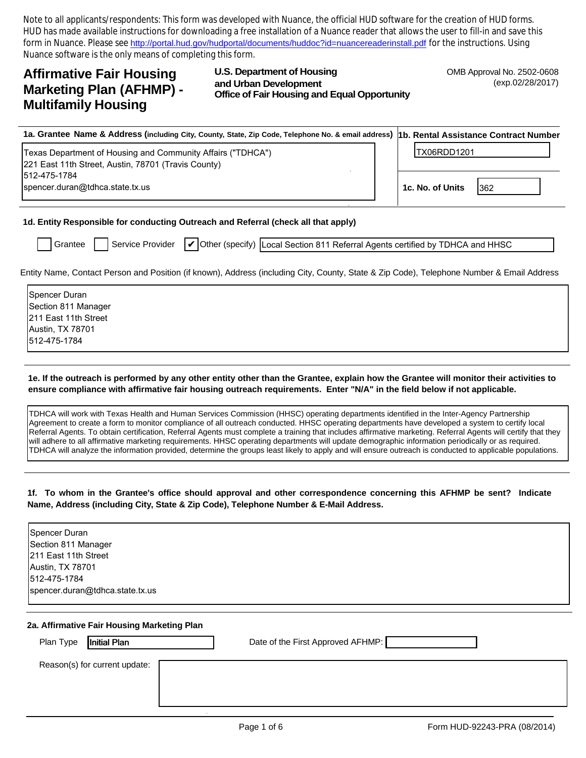Note to all applicants/respondents: This form was developed with Nuance, the official HUD software for the creation of HUD forms. HUD has made available instructions for downloading a free installation of a Nuance reader that allows the user to fill-in and save this form in Nuance. Please see http://portal.hud.gov/hudportal/documents/huddoc?id=nuancereaderinstall.pdf for the instructions. Using Nuance software is the only means of completing this form.

# Affirmative Fair Housing Marketing Plan (AFHMP) - Multifamily Housing

**U.S. Department of Housing and Urban Development**
**Office of Fair Housing and Equal Opportunity**

OMB Approval No. 2502-0608
(exp.02/28/2017)

**1a. Grantee Name & Address (including City, County, State, Zip Code, Telephone No. & email address)**

Texas Department of Housing and Community Affairs ("TDHCA")
221 East 11th Street, Austin, 78701 (Travis County)
512-475-1784
spencer.duran@tdhca.state.tx.us

**1b. Rental Assistance Contract Number**

TX06RDD1201

**1c. No. of Units** 362

**1d. Entity Responsible for conducting Outreach and Referral (check all that apply)**

☐ Grantee ☐ Service Provider ☑ Other (specify) Local Section 811 Referral Agents certified by TDHCA and HHSC

Entity Name, Contact Person and Position (if known), Address (including City, County, State & Zip Code), Telephone Number & Email Address

Spencer Duran
Section 811 Manager
211 East 11th Street
Austin, TX 78701
512-475-1784

**1e. If the outreach is performed by any other entity other than the Grantee, explain how the Grantee will monitor their activities to ensure compliance with affirmative fair housing outreach requirements. Enter "N/A" in the field below if not applicable.**

TDHCA will work with Texas Health and Human Services Commission (HHSC) operating departments identified in the Inter-Agency Partnership Agreement to create a form to monitor compliance of all outreach conducted. HHSC operating departments have developed a system to certify local Referral Agents. To obtain certification, Referral Agents must complete a training that includes affirmative marketing. Referral Agents will certify that they will adhere to all affirmative marketing requirements. HHSC operating departments will update demographic information periodically or as required. TDHCA will analyze the information provided, determine the groups least likely to apply and will ensure outreach is conducted to applicable populations.

**1f. To whom in the Grantee's office should approval and other correspondence concerning this AFHMP be sent? Indicate Name, Address (including City, State & Zip Code), Telephone Number & E-Mail Address.**

Spencer Duran
Section 811 Manager
211 East 11th Street
Austin, TX 78701
512-475-1784
spencer.duran@tdhca.state.tx.us

**2a. Affirmative Fair Housing Marketing Plan**

Plan Type: **Initial Plan**

Date of the First Approved AFHMP:

Reason(s) for current update:

Form HUD-92243-PRA (08/2014)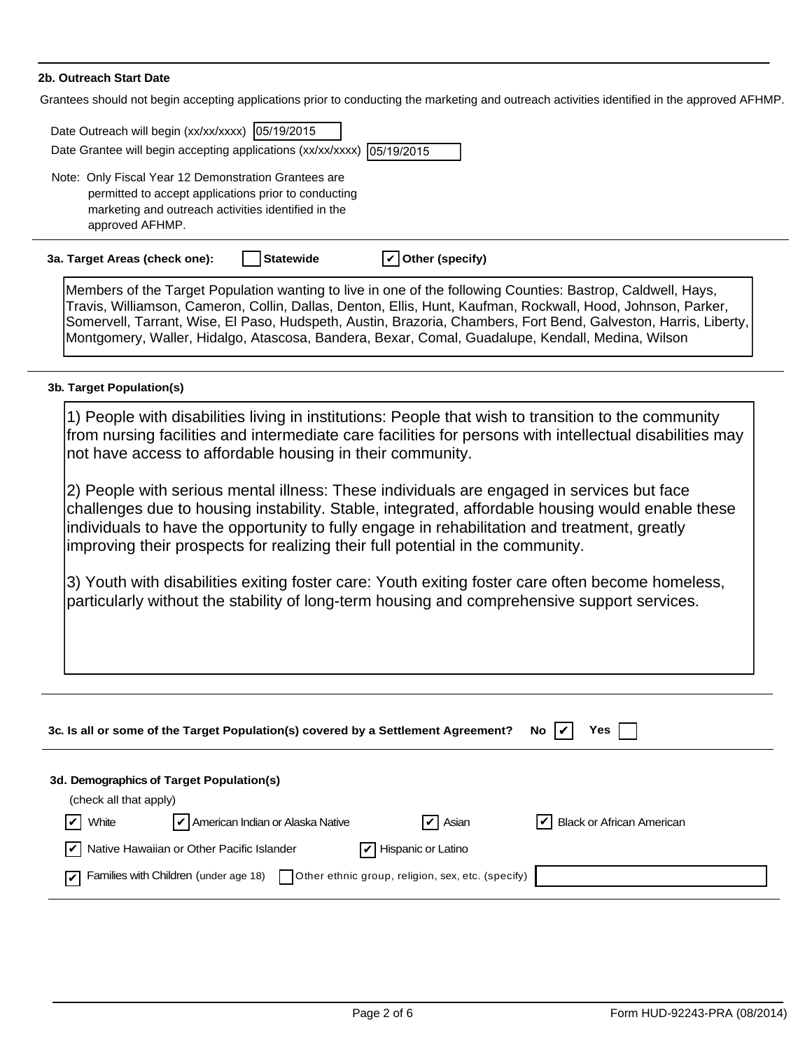**2b. Outreach Start Date**

Grantees should not begin accepting applications prior to conducting the marketing and outreach activities identified in the approved AFHMP.

Date Outreach will begin (xx/xx/xxxx) 05/19/2015

Date Grantee will begin accepting applications (xx/xx/xxxx) 05/19/2015

Note: Only Fiscal Year 12 Demonstration Grantees are permitted to accept applications prior to conducting marketing and outreach activities identified in the approved AFHMP.

**3a. Target Areas (check one):** ☐ **Statewide** ☑ **Other (specify)**

Members of the Target Population wanting to live in one of the following Counties: Bastrop, Caldwell, Hays, Travis, Williamson, Cameron, Collin, Dallas, Denton, Ellis, Hunt, Kaufman, Rockwall, Hood, Johnson, Parker, Somervell, Tarrant, Wise, El Paso, Hudspeth, Austin, Brazoria, Chambers, Fort Bend, Galveston, Harris, Liberty, Montgomery, Waller, Hidalgo, Atascosa, Bandera, Bexar, Comal, Guadalupe, Kendall, Medina, Wilson

**3b. Target Population(s)**

1) People with disabilities living in institutions: People that wish to transition to the community from nursing facilities and intermediate care facilities for persons with intellectual disabilities may not have access to affordable housing in their community.

2) People with serious mental illness: These individuals are engaged in services but face challenges due to housing instability. Stable, integrated, affordable housing would enable these individuals to have the opportunity to fully engage in rehabilitation and treatment, greatly improving their prospects for realizing their full potential in the community.

3) Youth with disabilities exiting foster care: Youth exiting foster care often become homeless, particularly without the stability of long-term housing and comprehensive support services.

**3c. Is all or some of the Target Population(s) covered by a Settlement Agreement?** No ☑ Yes ☐

**3d. Demographics of Target Population(s)**

(check all that apply)

☑ White ☑ American Indian or Alaska Native ☑ Asian ☑ Black or African American

☑ Native Hawaiian or Other Pacific Islander ☑ Hispanic or Latino

☑ Families with Children (under age 18) ☐ Other ethnic group, religion, sex, etc. (specify)

Form HUD-92243-PRA (08/2014)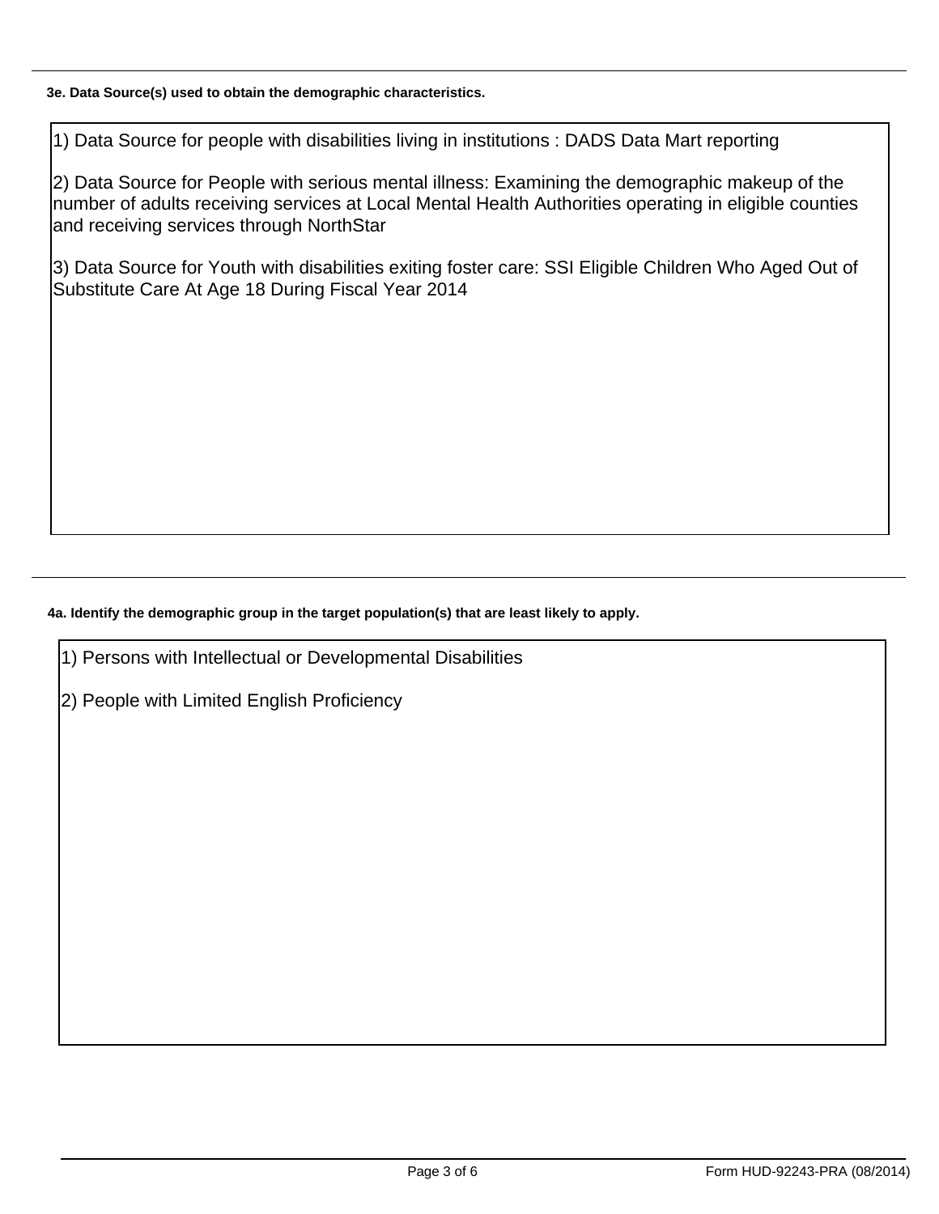**3e. Data Source(s) used to obtain the demographic characteristics.**

1) Data Source for people with disabilities living in institutions : DADS Data Mart reporting

2) Data Source for People with serious mental illness: Examining the demographic makeup of the number of adults receiving services at Local Mental Health Authorities operating in eligible counties and receiving services through NorthStar

3) Data Source for Youth with disabilities exiting foster care: SSI Eligible Children Who Aged Out of Substitute Care At Age 18 During Fiscal Year 2014

**4a. Identify the demographic group in the target population(s) that are least likely to apply.**

1) Persons with Intellectual or Developmental Disabilities

2) People with Limited English Proficiency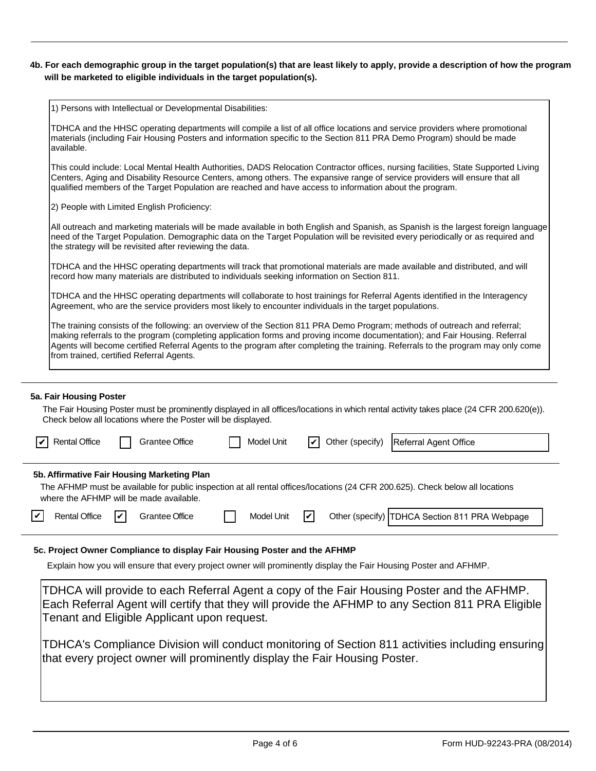**4b. For each demographic group in the target population(s) that are least likely to apply, provide a description of how the program will be marketed to eligible individuals in the target population(s).**

1) Persons with Intellectual or Developmental Disabilities:

TDHCA and the HHSC operating departments will compile a list of all office locations and service providers where promotional materials (including Fair Housing Posters and information specific to the Section 811 PRA Demo Program) should be made available.

This could include: Local Mental Health Authorities, DADS Relocation Contractor offices, nursing facilities, State Supported Living Centers, Aging and Disability Resource Centers, among others. The expansive range of service providers will ensure that all qualified members of the Target Population are reached and have access to information about the program.

2) People with Limited English Proficiency:

All outreach and marketing materials will be made available in both English and Spanish, as Spanish is the largest foreign language need of the Target Population. Demographic data on the Target Population will be revisited every periodically or as required and the strategy will be revisited after reviewing the data.

TDHCA and the HHSC operating departments will track that promotional materials are made available and distributed, and will record how many materials are distributed to individuals seeking information on Section 811.

TDHCA and the HHSC operating departments will collaborate to host trainings for Referral Agents identified in the Interagency Agreement, who are the service providers most likely to encounter individuals in the target populations.

The training consists of the following: an overview of the Section 811 PRA Demo Program; methods of outreach and referral; making referrals to the program (completing application forms and proving income documentation); and Fair Housing. Referral Agents will become certified Referral Agents to the program after completing the training. Referrals to the program may only come from trained, certified Referral Agents.

**5a. Fair Housing Poster**

The Fair Housing Poster must be prominently displayed in all offices/locations in which rental activity takes place (24 CFR 200.620(e)). Check below all locations where the Poster will be displayed.

- [x] Rental Office
- [ ] Grantee Office
- [ ] Model Unit
- [x] Other (specify): Referral Agent Office

**5b. Affirmative Fair Housing Marketing Plan**

The AFHMP must be available for public inspection at all rental offices/locations (24 CFR 200.625). Check below all locations where the AFHMP will be made available.

- [x] Rental Office
- [x] Grantee Office
- [ ] Model Unit
- [x] Other (specify): TDHCA Section 811 PRA Webpage

**5c. Project Owner Compliance to display Fair Housing Poster and the AFHMP**

Explain how you will ensure that every project owner will prominently display the Fair Housing Poster and AFHMP.

TDHCA will provide to each Referral Agent a copy of the Fair Housing Poster and the AFHMP. Each Referral Agent will certify that they will provide the AFHMP to any Section 811 PRA Eligible Tenant and Eligible Applicant upon request.

TDHCA's Compliance Division will conduct monitoring of Section 811 activities including ensuring that every project owner will prominently display the Fair Housing Poster.

Form HUD-92243-PRA (08/2014)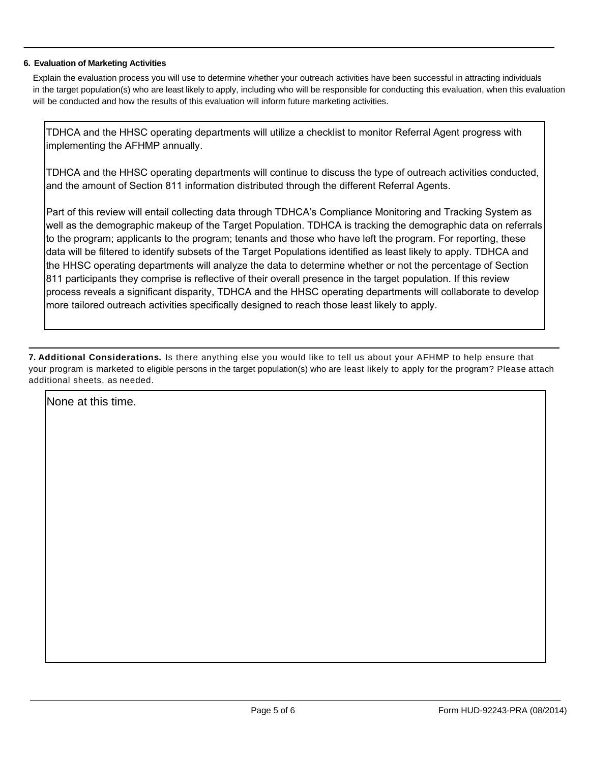### 6. Evaluation of Marketing Activities

Explain the evaluation process you will use to determine whether your outreach activities have been successful in attracting individuals in the target population(s) who are least likely to apply, including who will be responsible for conducting this evaluation, when this evaluation will be conducted and how the results of this evaluation will inform future marketing activities.

TDHCA and the HHSC operating departments will utilize a checklist to monitor Referral Agent progress with implementing the AFHMP annually.

TDHCA and the HHSC operating departments will continue to discuss the type of outreach activities conducted, and the amount of Section 811 information distributed through the different Referral Agents.

Part of this review will entail collecting data through TDHCA's Compliance Monitoring and Tracking System as well as the demographic makeup of the Target Population. TDHCA is tracking the demographic data on referrals to the program; applicants to the program; tenants and those who have left the program. For reporting, these data will be filtered to identify subsets of the Target Populations identified as least likely to apply. TDHCA and the HHSC operating departments will analyze the data to determine whether or not the percentage of Section 811 participants they comprise is reflective of their overall presence in the target population. If this review process reveals a significant disparity, TDHCA and the HHSC operating departments will collaborate to develop more tailored outreach activities specifically designed to reach those least likely to apply.

**7. Additional Considerations.** Is there anything else you would like to tell us about your AFHMP to help ensure that your program is marketed to eligible persons in the target population(s) who are least likely to apply for the program? Please attach additional sheets, as needed.

None at this time.

Form HUD-92243-PRA (08/2014)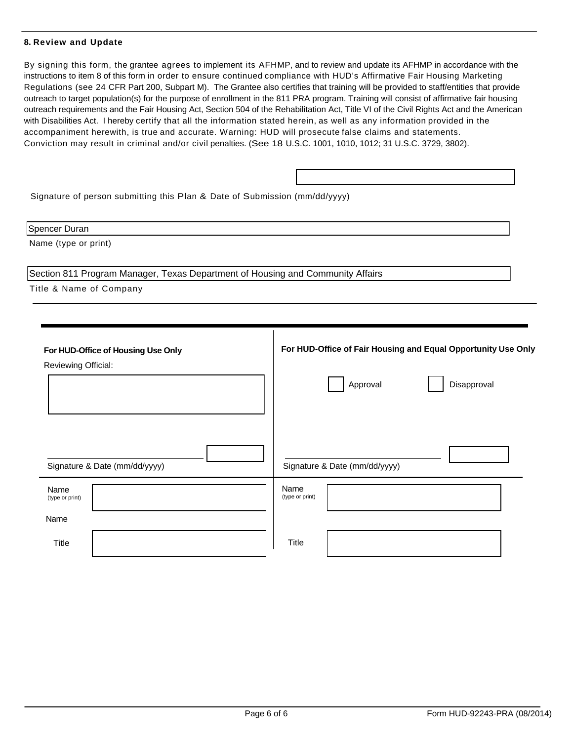### 8. Review and Update

By signing this form, the grantee agrees to implement its AFHMP, and to review and update its AFHMP in accordance with the instructions to item 8 of this form in order to ensure continued compliance with HUD's Affirmative Fair Housing Marketing Regulations (see 24 CFR Part 200, Subpart M). The Grantee also certifies that training will be provided to staff/entities that provide outreach to target population(s) for the purpose of enrollment in the 811 PRA program. Training will consist of affirmative fair housing outreach requirements and the Fair Housing Act, Section 504 of the Rehabilitation Act, Title VI of the Civil Rights Act and the American with Disabilities Act. I hereby certify that all the information stated herein, as well as any information provided in the accompaniment herewith, is true and accurate. Warning: HUD will prosecute false claims and statements. Conviction may result in criminal and/or civil penalties. (See 18 U.S.C. 1001, 1010, 1012; 31 U.S.C. 3729, 3802).

Signature of person submitting this Plan & Date of Submission (mm/dd/yyyy)

Spencer Duran

Name (type or print)

Section 811 Program Manager, Texas Department of Housing and Community Affairs

Title & Name of Company

| For HUD-Office of Housing Use Only | For HUD-Office of Fair Housing and Equal Opportunity Use Only |
|---|---|
| Reviewing Official: | ☐ Approval ☐ Disapproval |
| Signature & Date (mm/dd/yyyy) | Signature & Date (mm/dd/yyyy) |
| Name (type or print) | Name (type or print) |
| Name | |
| Title | Title |